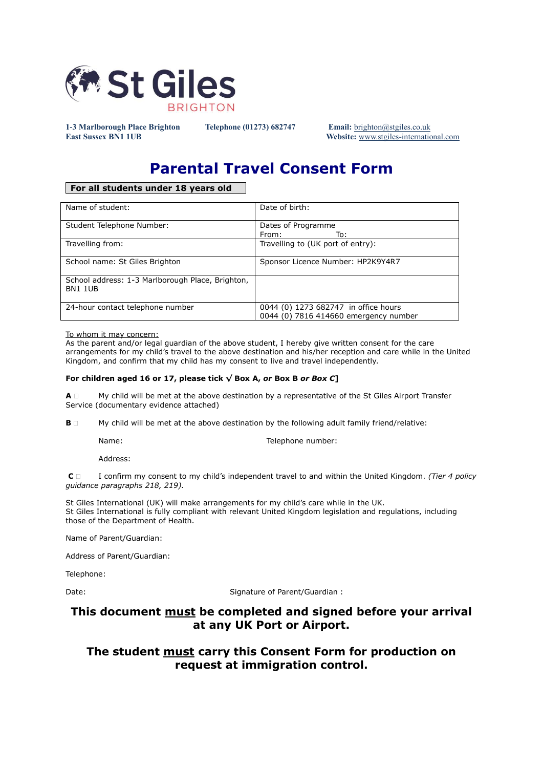St Giles
BRIGHTON

**1-3 Marlborough Place Brighton**
**East Sussex BN1 1UB**

**Telephone (01273) 682747**

**Email:** brighton@stgiles.co.uk
**Website:** www.stgiles-international.com

# Parental Travel Consent Form

**For all students under 18 years old**

| Name of student: | Date of birth: |
|---|---|
| Student Telephone Number: | Dates of Programme<br>From: To: |
| Travelling from: | Travelling to (UK port of entry): |
| School name: St Giles Brighton | Sponsor Licence Number: HP2K9Y4R7 |
| School address: 1-3 Marlborough Place, Brighton, BN1 1UB | |
| 24-hour contact telephone number | 0044 (0) 1273 682747 in office hours<br>0044 (0) 7816 414660 emergency number |

To whom it may concern:
As the parent and/or legal guardian of the above student, I hereby give written consent for the care arrangements for my child's travel to the above destination and his/her reception and care while in the United Kingdom, and confirm that my child has my consent to live and travel independently.

**For children aged 16 or 17, please tick √ Box A, *or* Box B *or Box C*]**

**A** ☐ My child will be met at the above destination by a representative of the St Giles Airport Transfer Service (documentary evidence attached)

**B** ☐ My child will be met at the above destination by the following adult family friend/relative:

Name: Telephone number:

Address:

**C** ☐ I confirm my consent to my child's independent travel to and within the United Kingdom. *(Tier 4 policy guidance paragraphs 218, 219).*

St Giles International (UK) will make arrangements for my child's care while in the UK.
St Giles International is fully compliant with relevant United Kingdom legislation and regulations, including those of the Department of Health.

Name of Parent/Guardian:

Address of Parent/Guardian:

Telephone:

Date: Signature of Parent/Guardian :

**This document <u>must</u> be completed and signed before your arrival at any UK Port or Airport.**

**The student <u>must</u> carry this Consent Form for production on request at immigration control.**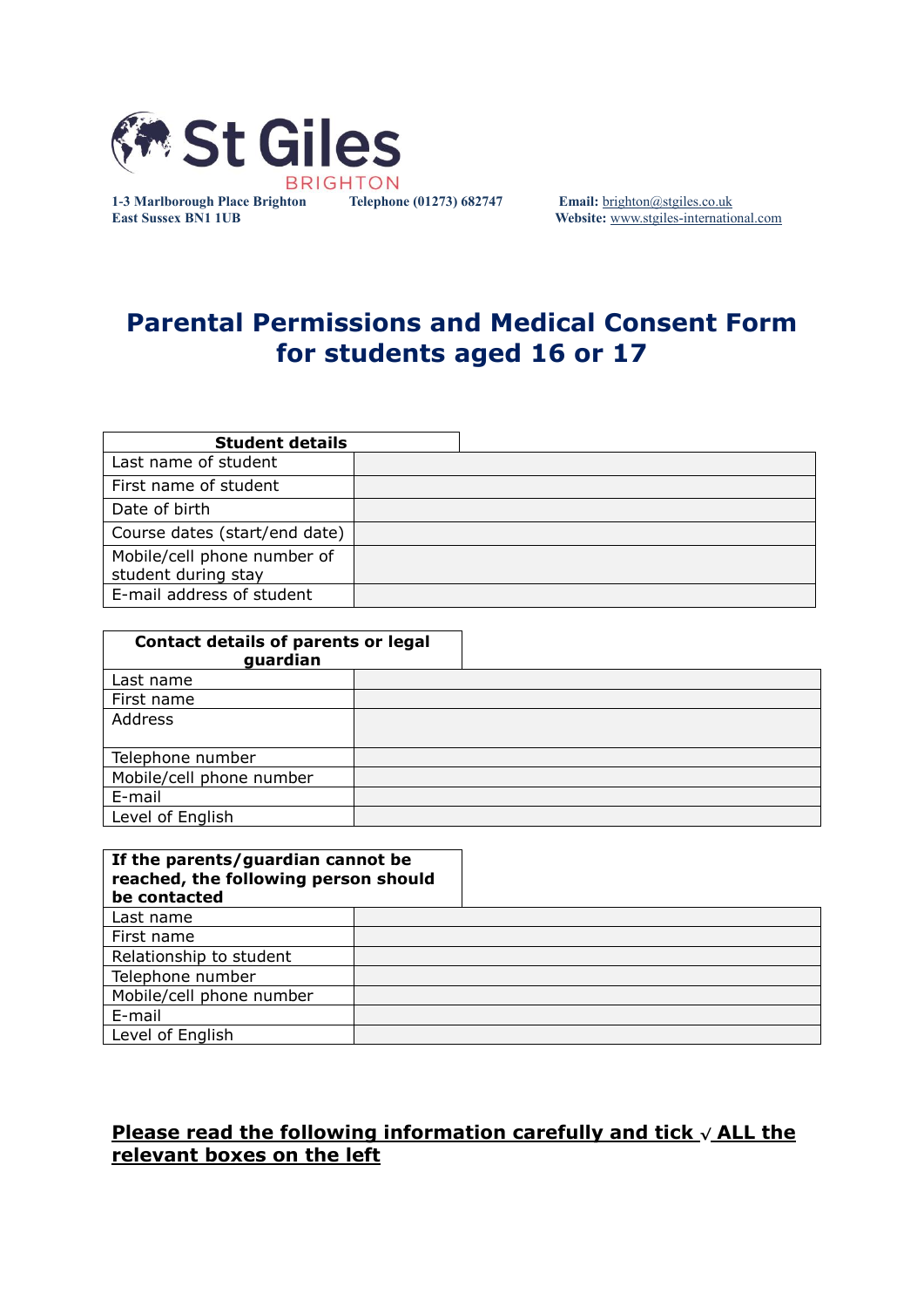St Giles
BRIGHTON

**1-3 Marlborough Place Brighton**
**East Sussex BN1 1UB**

**Telephone (01273) 682747**

**Email:** brighton@stgiles.co.uk
**Website:** www.stgiles-international.com

# Parental Permissions and Medical Consent Form for students aged 16 or 17

| **Student details** | |
|---|---|
| Last name of student | |
| First name of student | |
| Date of birth | |
| Course dates (start/end date) | |
| Mobile/cell phone number of student during stay | |
| E-mail address of student | |

| **Contact details of parents or legal guardian** | |
|---|---|
| Last name | |
| First name | |
| Address | |
| Telephone number | |
| Mobile/cell phone number | |
| E-mail | |
| Level of English | |

| **If the parents/guardian cannot be reached, the following person should be contacted** | |
|---|---|
| Last name | |
| First name | |
| Relationship to student | |
| Telephone number | |
| Mobile/cell phone number | |
| E-mail | |
| Level of English | |

**<u>Please read the following information carefully and tick √ ALL the relevant boxes on the left</u>**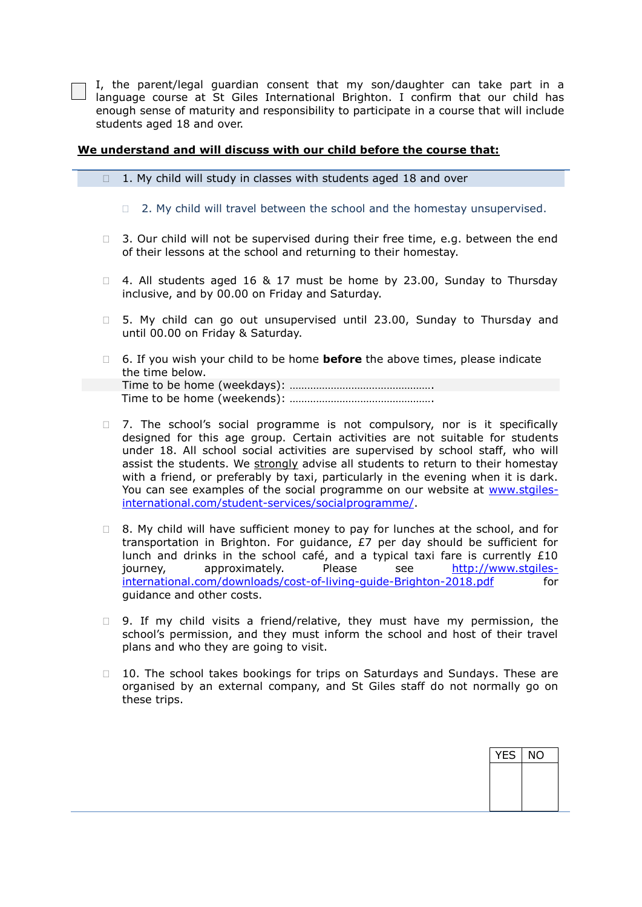☐ I, the parent/legal guardian consent that my son/daughter can take part in a language course at St Giles International Brighton. I confirm that our child has enough sense of maturity and responsibility to participate in a course that will include students aged 18 and over.

**<u>We understand and will discuss with our child before the course that:</u>**

☐ 1. My child will study in classes with students aged 18 and over

☐ 2. My child will travel between the school and the homestay unsupervised.

☐ 3. Our child will not be supervised during their free time, e.g. between the end of their lessons at the school and returning to their homestay.

☐ 4. All students aged 16 & 17 must be home by 23.00, Sunday to Thursday inclusive, and by 00.00 on Friday and Saturday.

☐ 5. My child can go out unsupervised until 23.00, Sunday to Thursday and until 00.00 on Friday & Saturday.

☐ 6. If you wish your child to be home **before** the above times, please indicate the time below.
Time to be home (weekdays): ………………………………………….
Time to be home (weekends): ………………………………………….

☐ 7. The school's social programme is not compulsory, nor is it specifically designed for this age group. Certain activities are not suitable for students under 18. All school social activities are supervised by school staff, who will assist the students. We <u>strongly</u> advise all students to return to their homestay with a friend, or preferably by taxi, particularly in the evening when it is dark. You can see examples of the social programme on our website at www.stgiles-international.com/student-services/socialprogramme/.

☐ 8. My child will have sufficient money to pay for lunches at the school, and for transportation in Brighton. For guidance, £7 per day should be sufficient for lunch and drinks in the school café, and a typical taxi fare is currently £10 journey, approximately. Please see http://www.stgiles-international.com/downloads/cost-of-living-guide-Brighton-2018.pdf for guidance and other costs.

☐ 9. If my child visits a friend/relative, they must have my permission, the school's permission, and they must inform the school and host of their travel plans and who they are going to visit.

☐ 10. The school takes bookings for trips on Saturdays and Sundays. These are organised by an external company, and St Giles staff do not normally go on these trips.

| YES | NO |
|---|---|
| | |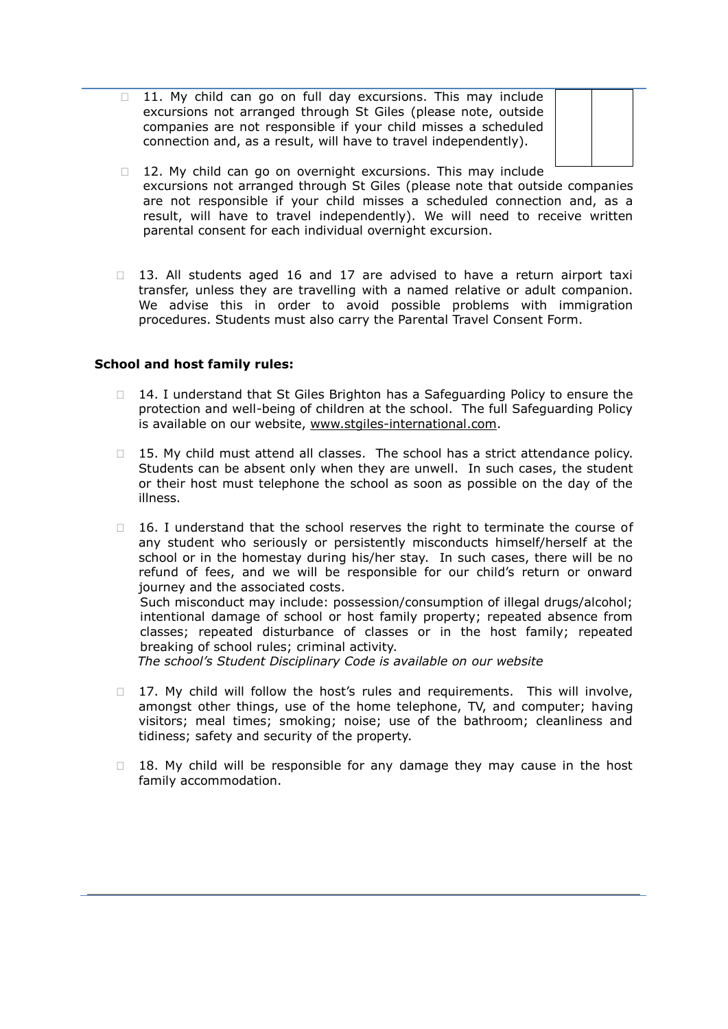- ☐ 11. My child can go on full day excursions. This may include excursions not arranged through St Giles (please note, outside companies are not responsible if your child misses a scheduled connection and, as a result, will have to travel independently).

| | |
|---|---|
| | |

- ☐ 12. My child can go on overnight excursions. This may include excursions not arranged through St Giles (please note that outside companies are not responsible if your child misses a scheduled connection and, as a result, will have to travel independently). We will need to receive written parental consent for each individual overnight excursion.

- ☐ 13. All students aged 16 and 17 are advised to have a return airport taxi transfer, unless they are travelling with a named relative or adult companion. We advise this in order to avoid possible problems with immigration procedures. Students must also carry the Parental Travel Consent Form.

**School and host family rules:**

- ☐ 14. I understand that St Giles Brighton has a Safeguarding Policy to ensure the protection and well-being of children at the school. The full Safeguarding Policy is available on our website, www.stgiles-international.com.

- ☐ 15. My child must attend all classes. The school has a strict attendance policy. Students can be absent only when they are unwell. In such cases, the student or their host must telephone the school as soon as possible on the day of the illness.

- ☐ 16. I understand that the school reserves the right to terminate the course of any student who seriously or persistently misconducts himself/herself at the school or in the homestay during his/her stay. In such cases, there will be no refund of fees, and we will be responsible for our child's return or onward journey and the associated costs.
  Such misconduct may include: possession/consumption of illegal drugs/alcohol; intentional damage of school or host family property; repeated absence from classes; repeated disturbance of classes or in the host family; repeated breaking of school rules; criminal activity.
  *The school's Student Disciplinary Code is available on our website*

- ☐ 17. My child will follow the host's rules and requirements. This will involve, amongst other things, use of the home telephone, TV, and computer; having visitors; meal times; smoking; noise; use of the bathroom; cleanliness and tidiness; safety and security of the property.

- ☐ 18. My child will be responsible for any damage they may cause in the host family accommodation.